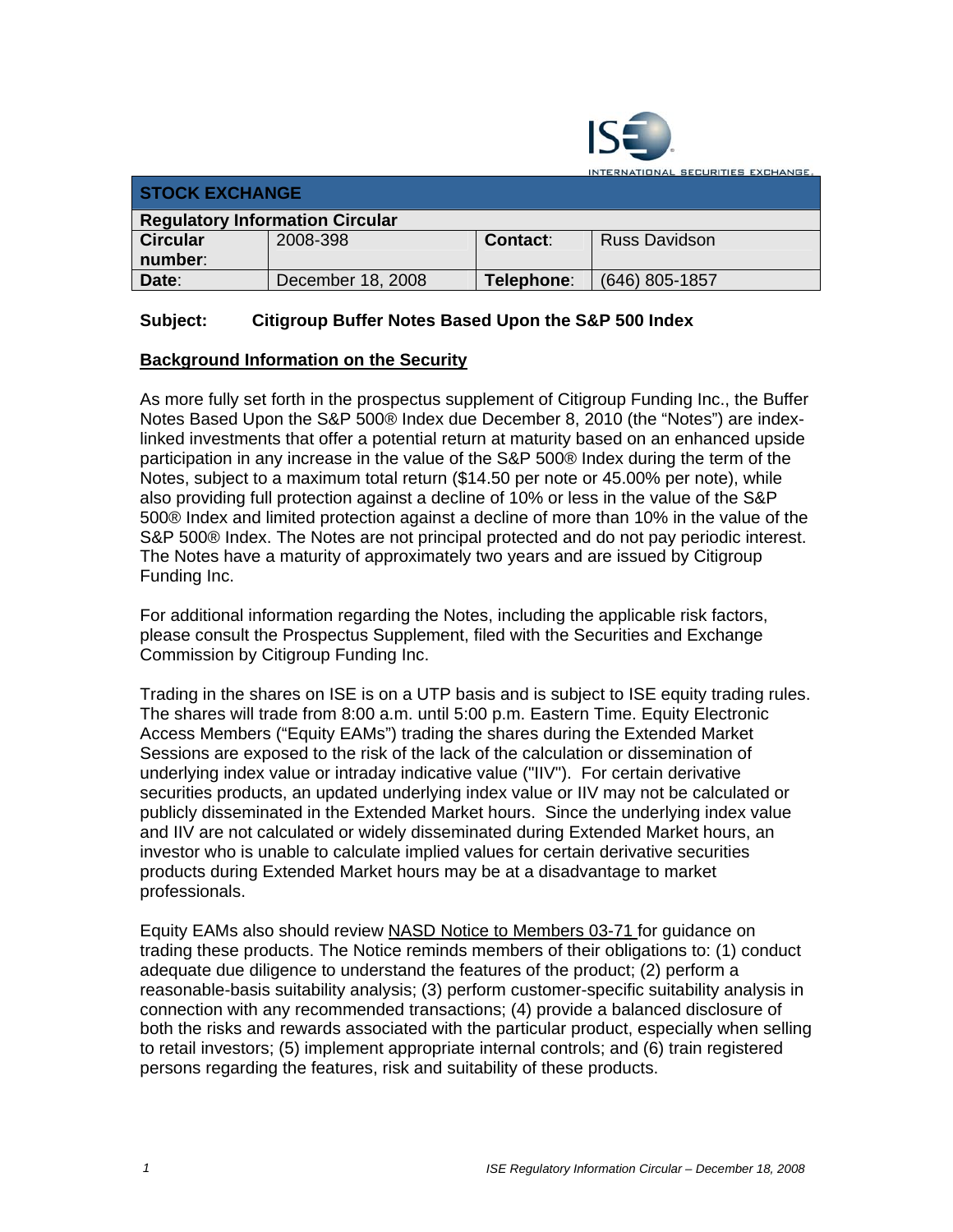INTERNATIONAL SECURITIES EXCHANGE

| STOCK EXCHANGE | | | |
|---|---|---|---|
| **Regulatory Information Circular** | | | |
| **Circular number**: | 2008-398 | **Contact**: | Russ Davidson |
| **Date**: | December 18, 2008 | **Telephone**: | (646) 805-1857 |

**Subject: Citigroup Buffer Notes Based Upon the S&P 500 Index**

**Background Information on the Security**

As more fully set forth in the prospectus supplement of Citigroup Funding Inc., the Buffer Notes Based Upon the S&P 500® Index due December 8, 2010 (the "Notes") are index-linked investments that offer a potential return at maturity based on an enhanced upside participation in any increase in the value of the S&P 500® Index during the term of the Notes, subject to a maximum total return ($14.50 per note or 45.00% per note), while also providing full protection against a decline of 10% or less in the value of the S&P 500® Index and limited protection against a decline of more than 10% in the value of the S&P 500® Index. The Notes are not principal protected and do not pay periodic interest. The Notes have a maturity of approximately two years and are issued by Citigroup Funding Inc.

For additional information regarding the Notes, including the applicable risk factors, please consult the Prospectus Supplement, filed with the Securities and Exchange Commission by Citigroup Funding Inc.

Trading in the shares on ISE is on a UTP basis and is subject to ISE equity trading rules. The shares will trade from 8:00 a.m. until 5:00 p.m. Eastern Time. Equity Electronic Access Members ("Equity EAMs") trading the shares during the Extended Market Sessions are exposed to the risk of the lack of the calculation or dissemination of underlying index value or intraday indicative value ("IIV"). For certain derivative securities products, an updated underlying index value or IIV may not be calculated or publicly disseminated in the Extended Market hours. Since the underlying index value and IIV are not calculated or widely disseminated during Extended Market hours, an investor who is unable to calculate implied values for certain derivative securities products during Extended Market hours may be at a disadvantage to market professionals.

Equity EAMs also should review NASD Notice to Members 03-71 for guidance on trading these products. The Notice reminds members of their obligations to: (1) conduct adequate due diligence to understand the features of the product; (2) perform a reasonable-basis suitability analysis; (3) perform customer-specific suitability analysis in connection with any recommended transactions; (4) provide a balanced disclosure of both the risks and rewards associated with the particular product, especially when selling to retail investors; (5) implement appropriate internal controls; and (6) train registered persons regarding the features, risk and suitability of these products.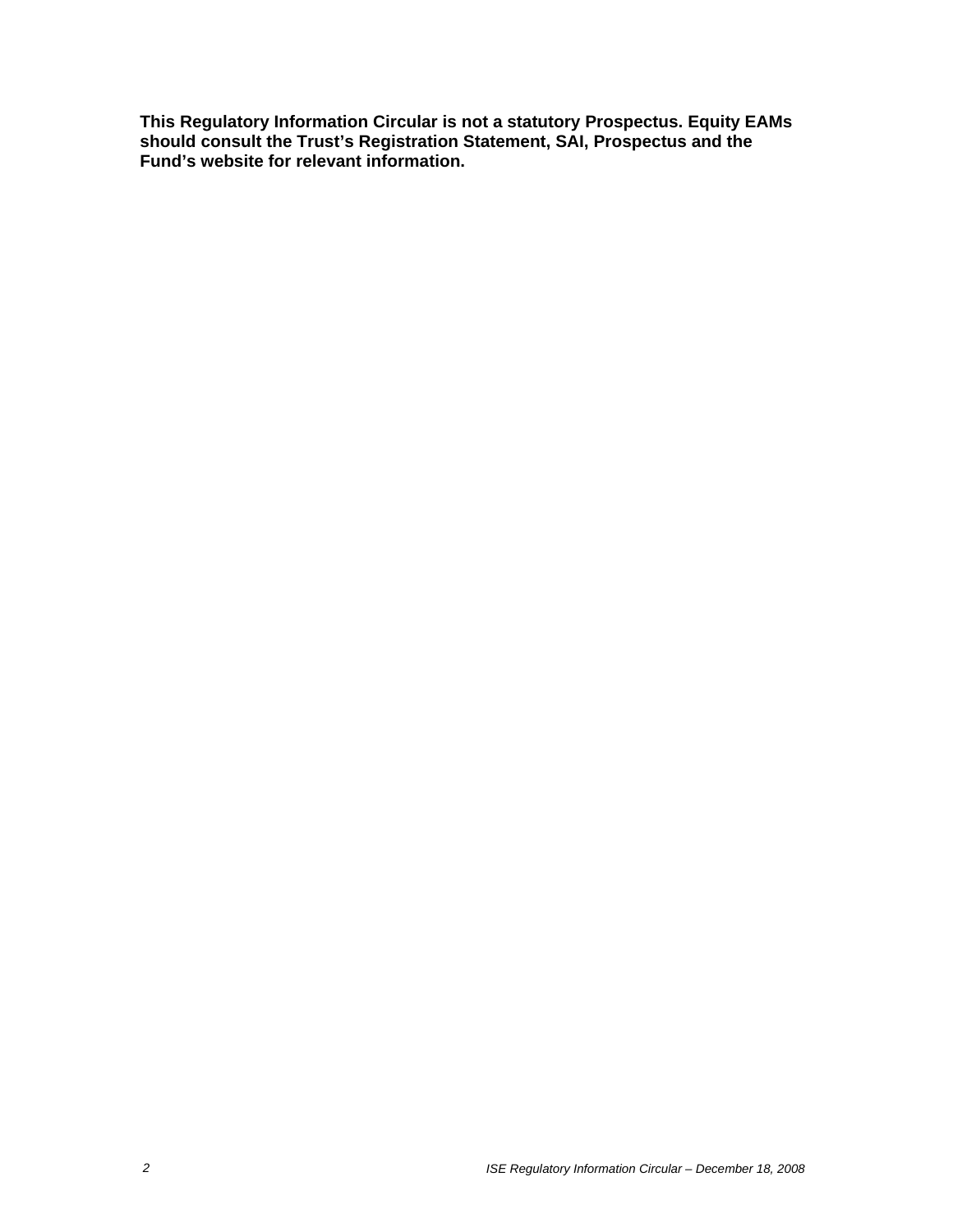**This Regulatory Information Circular is not a statutory Prospectus. Equity EAMs should consult the Trust's Registration Statement, SAI, Prospectus and the Fund's website for relevant information.**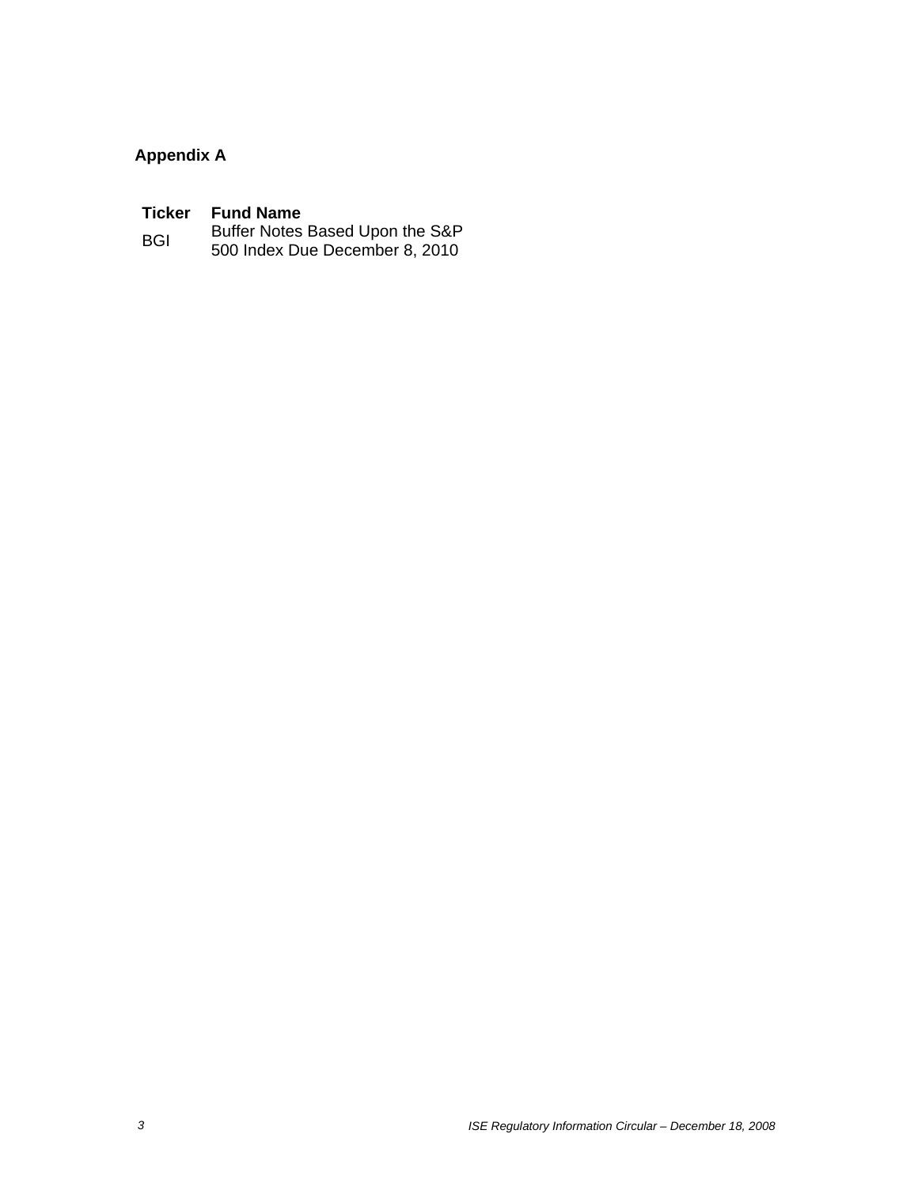## Appendix A

| Ticker | Fund Name |
|---|---|
| BGI | Buffer Notes Based Upon the S&P 500 Index Due December 8, 2010 |